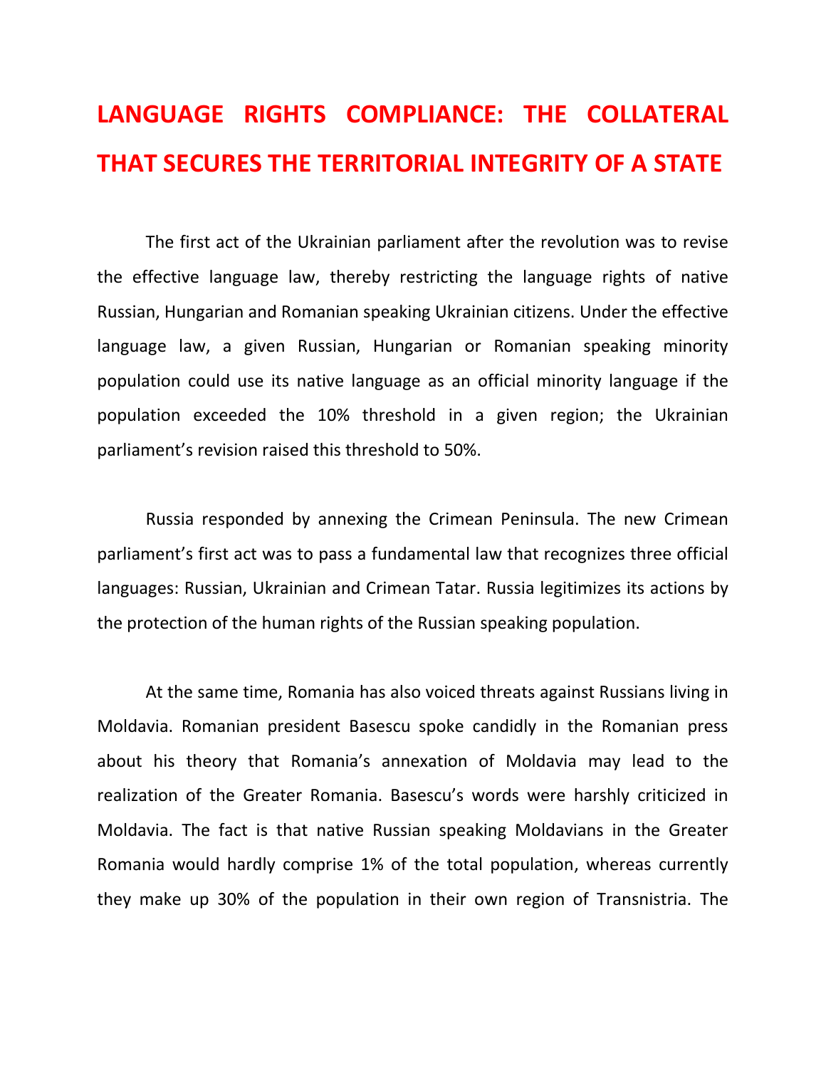# LANGUAGE RIGHTS COMPLIANCE: THE COLLATERAL THAT SECURES THE TERRITORIAL INTEGRITY OF A STATE

The first act of the Ukrainian parliament after the revolution was to revise the effective language law, thereby restricting the language rights of native Russian, Hungarian and Romanian speaking Ukrainian citizens. Under the effective language law, a given Russian, Hungarian or Romanian speaking minority population could use its native language as an official minority language if the population exceeded the 10% threshold in a given region; the Ukrainian parliament's revision raised this threshold to 50%.

Russia responded by annexing the Crimean Peninsula. The new Crimean parliament's first act was to pass a fundamental law that recognizes three official languages: Russian, Ukrainian and Crimean Tatar. Russia legitimizes its actions by the protection of the human rights of the Russian speaking population.

At the same time, Romania has also voiced threats against Russians living in Moldavia. Romanian president Basescu spoke candidly in the Romanian press about his theory that Romania's annexation of Moldavia may lead to the realization of the Greater Romania. Basescu's words were harshly criticized in Moldavia. The fact is that native Russian speaking Moldavians in the Greater Romania would hardly comprise 1% of the total population, whereas currently they make up 30% of the population in their own region of Transnistria. The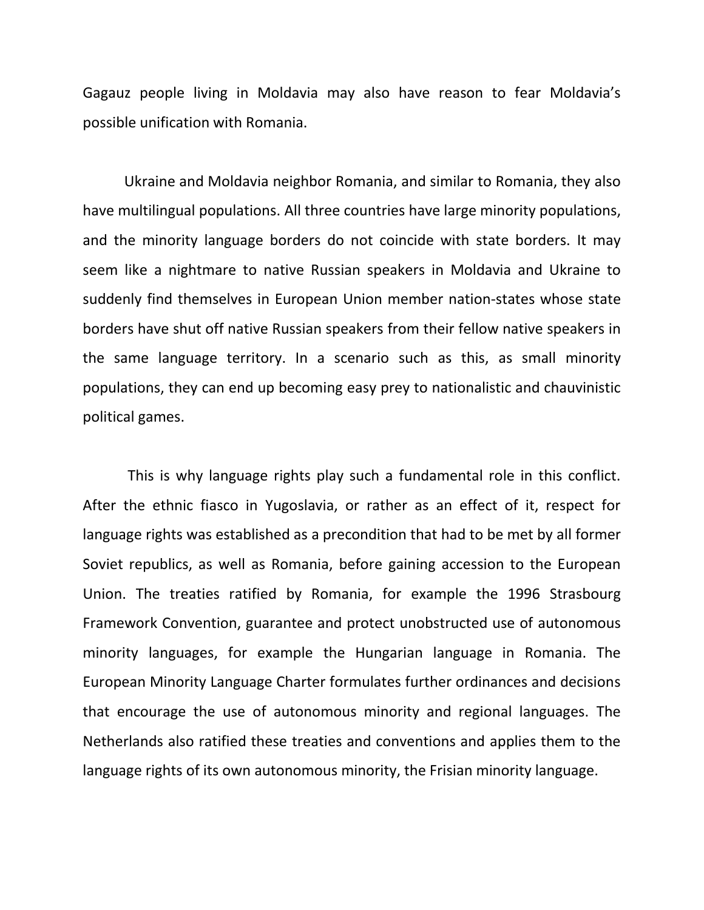Gagauz people living in Moldavia may also have reason to fear Moldavia's possible unification with Romania.

Ukraine and Moldavia neighbor Romania, and similar to Romania, they also have multilingual populations. All three countries have large minority populations, and the minority language borders do not coincide with state borders. It may seem like a nightmare to native Russian speakers in Moldavia and Ukraine to suddenly find themselves in European Union member nation-states whose state borders have shut off native Russian speakers from their fellow native speakers in the same language territory. In a scenario such as this, as small minority populations, they can end up becoming easy prey to nationalistic and chauvinistic political games.

This is why language rights play such a fundamental role in this conflict. After the ethnic fiasco in Yugoslavia, or rather as an effect of it, respect for language rights was established as a precondition that had to be met by all former Soviet republics, as well as Romania, before gaining accession to the European Union. The treaties ratified by Romania, for example the 1996 Strasbourg Framework Convention, guarantee and protect unobstructed use of autonomous minority languages, for example the Hungarian language in Romania. The European Minority Language Charter formulates further ordinances and decisions that encourage the use of autonomous minority and regional languages. The Netherlands also ratified these treaties and conventions and applies them to the language rights of its own autonomous minority, the Frisian minority language.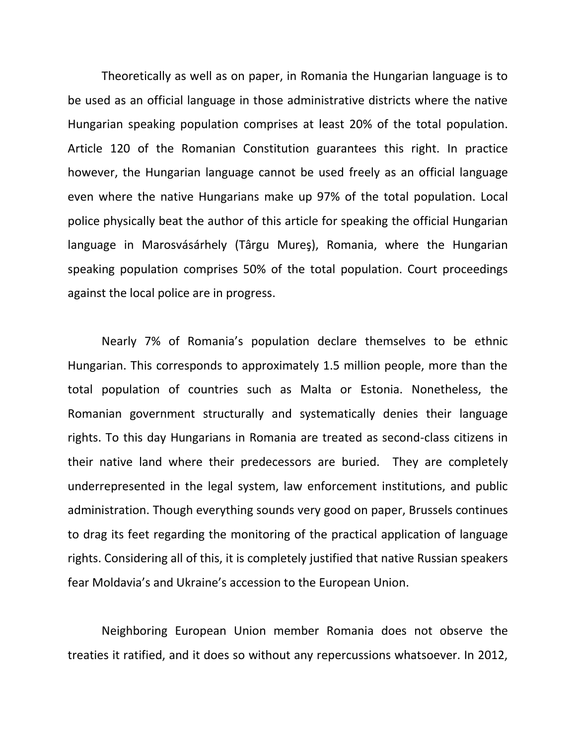Theoretically as well as on paper, in Romania the Hungarian language is to be used as an official language in those administrative districts where the native Hungarian speaking population comprises at least 20% of the total population. Article 120 of the Romanian Constitution guarantees this right. In practice however, the Hungarian language cannot be used freely as an official language even where the native Hungarians make up 97% of the total population. Local police physically beat the author of this article for speaking the official Hungarian language in Marosvásárhely (Târgu Mureş), Romania, where the Hungarian speaking population comprises 50% of the total population. Court proceedings against the local police are in progress.

Nearly 7% of Romania's population declare themselves to be ethnic Hungarian. This corresponds to approximately 1.5 million people, more than the total population of countries such as Malta or Estonia. Nonetheless, the Romanian government structurally and systematically denies their language rights. To this day Hungarians in Romania are treated as second-class citizens in their native land where their predecessors are buried. They are completely underrepresented in the legal system, law enforcement institutions, and public administration. Though everything sounds very good on paper, Brussels continues to drag its feet regarding the monitoring of the practical application of language rights. Considering all of this, it is completely justified that native Russian speakers fear Moldavia's and Ukraine's accession to the European Union.

Neighboring European Union member Romania does not observe the treaties it ratified, and it does so without any repercussions whatsoever. In 2012,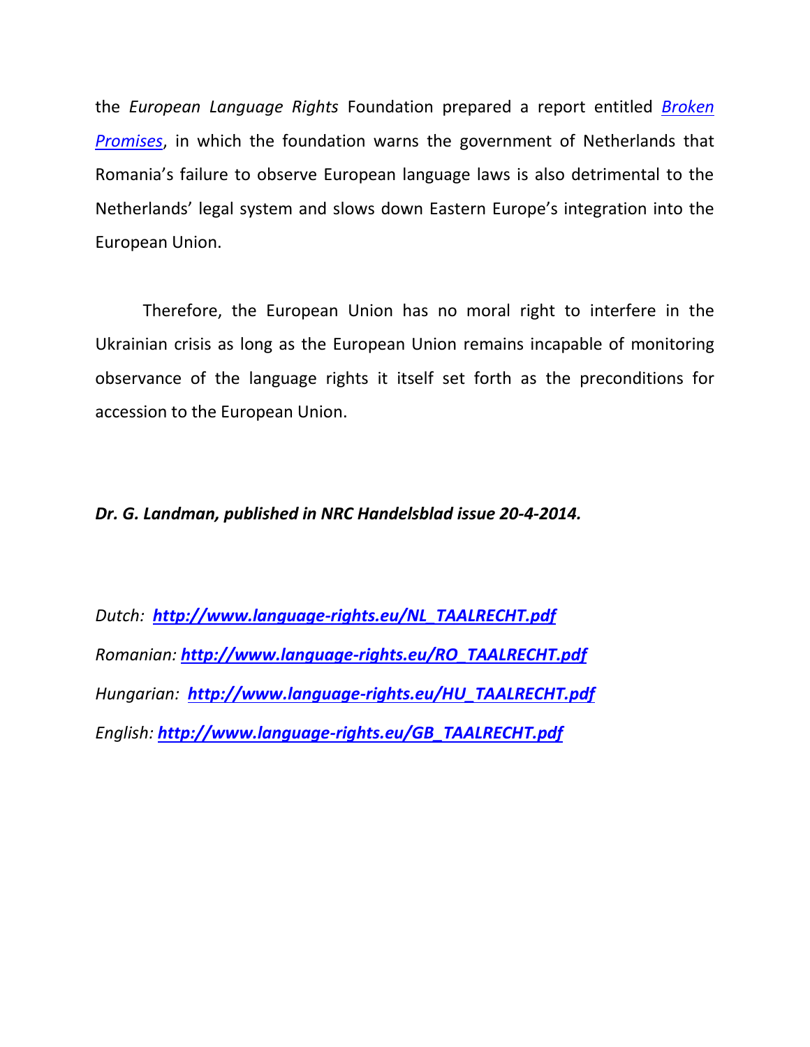the *European Language Rights* Foundation prepared a report entitled *Broken Promises*, in which the foundation warns the government of Netherlands that Romania's failure to observe European language laws is also detrimental to the Netherlands' legal system and slows down Eastern Europe's integration into the European Union.

Therefore, the European Union has no moral right to interfere in the Ukrainian crisis as long as the European Union remains incapable of monitoring observance of the language rights it itself set forth as the preconditions for accession to the European Union.

***Dr. G. Landman, published in NRC Handelsblad issue 20-4-2014.***

*Dutch:* ***http://www.language-rights.eu/NL_TAALRECHT.pdf***

*Romanian:* ***http://www.language-rights.eu/RO_TAALRECHT.pdf***

*Hungarian:* ***http://www.language-rights.eu/HU_TAALRECHT.pdf***

*English:* ***http://www.language-rights.eu/GB_TAALRECHT.pdf***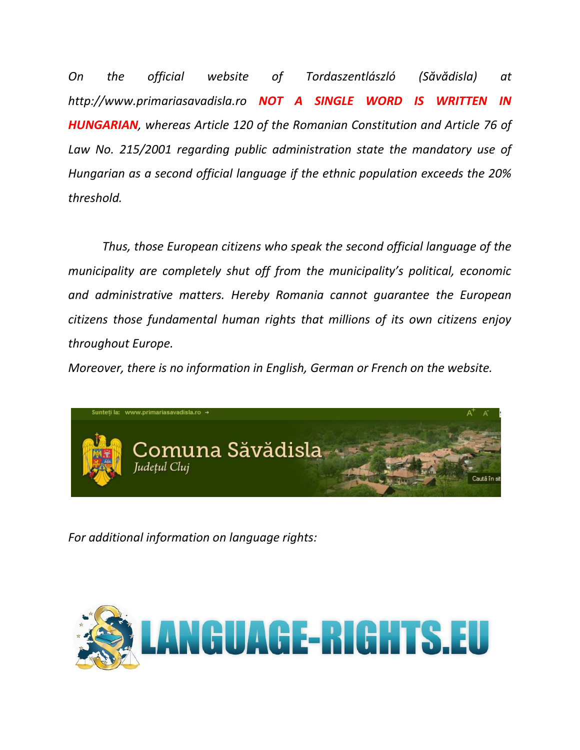*On the official website of Tordaszentlászló (Săvădisla) at http://www.primariasavadisla.ro* ***NOT A SINGLE WORD IS WRITTEN IN HUNGARIAN****, whereas Article 120 of the Romanian Constitution and Article 76 of Law No. 215/2001 regarding public administration state the mandatory use of Hungarian as a second official language if the ethnic population exceeds the 20% threshold.*

*Thus, those European citizens who speak the second official language of the municipality are completely shut off from the municipality's political, economic and administrative matters. Hereby Romania cannot guarantee the European citizens those fundamental human rights that millions of its own citizens enjoy throughout Europe.*

*Moreover, there is no information in English, German or French on the website.*

*For additional information on language rights:*